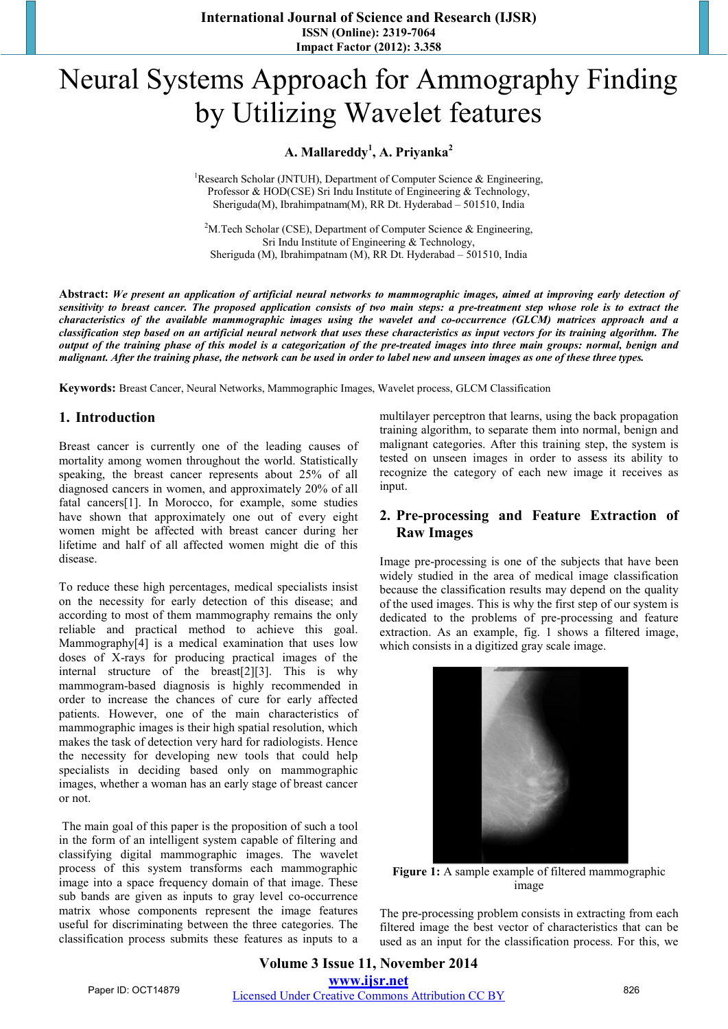# Neural Systems Approach for Ammography Finding by Utilizing Wavelet features

**A. Mallareddy[1], A. Priyanka[2]**

[1]Research Scholar (JNTUH), Department of Computer Science & Engineering, Professor & HOD(CSE) Sri Indu Institute of Engineering & Technology, Sheriguda(M), Ibrahimpatnam(M), RR Dt. Hyderabad – 501510, India

[2]M.Tech Scholar (CSE), Department of Computer Science & Engineering, Sri Indu Institute of Engineering & Technology, Sheriguda (M), Ibrahimpatnam (M), RR Dt. Hyderabad – 501510, India

**Abstract:** ***We present an application of artificial neural networks to mammographic images, aimed at improving early detection of sensitivity to breast cancer. The proposed application consists of two main steps: a pre-treatment step whose role is to extract the characteristics of the available mammographic images using the wavelet and co-occurrence (GLCM) matrices approach and a classification step based on an artificial neural network that uses these characteristics as input vectors for its training algorithm. The output of the training phase of this model is a categorization of the pre-treated images into three main groups: normal, benign and malignant. After the training phase, the network can be used in order to label new and unseen images as one of these three types.***

**Keywords:** Breast Cancer, Neural Networks, Mammographic Images, Wavelet process, GLCM Classification

## 1. Introduction

Breast cancer is currently one of the leading causes of mortality among women throughout the world. Statistically speaking, the breast cancer represents about 25% of all diagnosed cancers in women, and approximately 20% of all fatal cancers[1]. In Morocco, for example, some studies have shown that approximately one out of every eight women might be affected with breast cancer during her lifetime and half of all affected women might die of this disease.

To reduce these high percentages, medical specialists insist on the necessity for early detection of this disease; and according to most of them mammography remains the only reliable and practical method to achieve this goal. Mammography[4] is a medical examination that uses low doses of X-rays for producing practical images of the internal structure of the breast[2][3]. This is why mammogram-based diagnosis is highly recommended in order to increase the chances of cure for early affected patients. However, one of the main characteristics of mammographic images is their high spatial resolution, which makes the task of detection very hard for radiologists. Hence the necessity for developing new tools that could help specialists in deciding based only on mammographic images, whether a woman has an early stage of breast cancer or not.

The main goal of this paper is the proposition of such a tool in the form of an intelligent system capable of filtering and classifying digital mammographic images. The wavelet process of this system transforms each mammographic image into a space frequency domain of that image. These sub bands are given as inputs to gray level co-occurrence matrix whose components represent the image features useful for discriminating between the three categories. The classification process submits these features as inputs to a multilayer perceptron that learns, using the back propagation training algorithm, to separate them into normal, benign and malignant categories. After this training step, the system is tested on unseen images in order to assess its ability to recognize the category of each new image it receives as input.

## 2. Pre-processing and Feature Extraction of Raw Images

Image pre-processing is one of the subjects that have been widely studied in the area of medical image classification because the classification results may depend on the quality of the used images. This is why the first step of our system is dedicated to the problems of pre-processing and feature extraction. As an example, fig. 1 shows a filtered image, which consists in a digitized gray scale image.

**Figure 1:** A sample example of filtered mammographic image

The pre-processing problem consists in extracting from each filtered image the best vector of characteristics that can be used as an input for the classification process. For this, we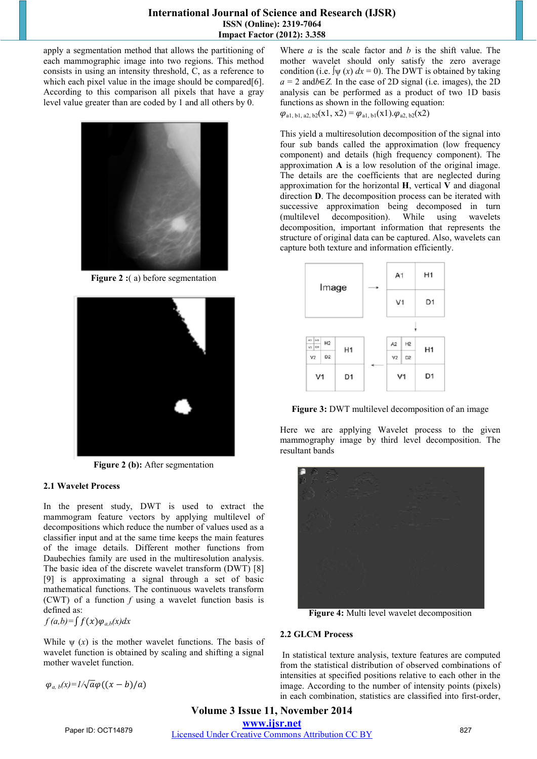apply a segmentation method that allows the partitioning of each mammographic image into two regions. This method consists in using an intensity threshold, C, as a reference to which each pixel value in the image should be compared[6]. According to this comparison all pixels that have a gray level value greater than are coded by 1 and all others by 0.

**Figure 2 :**( a) before segmentation

**Figure 2 (b):** After segmentation

### 2.1 Wavelet Process

In the present study, DWT is used to extract the mammogram feature vectors by applying multilevel of decompositions which reduce the number of values used as a classifier input and at the same time keeps the main features of the image details. Different mother functions from Daubechies family are used in the multiresolution analysis. The basic idea of the discrete wavelet transform (DWT) [8] [9] is approximating a signal through a set of basic mathematical functions. The continuous wavelets transform (CWT) of a function $f$ using a wavelet function basis is defined as:

$$f(a,b)=\int f(x)\varphi_{a,b}(x)dx$$

While $\psi$ $(x)$ is the mother wavelet functions. The basis of wavelet function is obtained by scaling and shifting a signal mother wavelet function.

$$\varphi_{a,b}(x)=1/\sqrt{a}\varphi((x-b)/a)$$

Where $a$ is the scale factor and $b$ is the shift value. The mother wavelet should only satisfy the zero average condition (i.e. $\int\psi(x)\,dx = 0$). The DWT is obtained by taking $a = 2$ and $b \in Z$. In the case of 2D signal (i.e. images), the 2D analysis can be performed as a product of two 1D basis functions as shown in the following equation:

$$\varphi_{a1,b1,a2,b2}(x1, x2) = \varphi_{a1,b1}(x1).\varphi_{a2,b2}(x2)$$

This yield a multiresolution decomposition of the signal into four sub bands called the approximation (low frequency component) and details (high frequency component). The approximation **A** is a low resolution of the original image. The details are the coefficients that are neglected during approximation for the horizontal **H**, vertical **V** and diagonal direction **D**. The decomposition process can be iterated with successive approximation being decomposed in turn (multilevel decomposition). While using wavelets decomposition, important information that represents the structure of original data can be captured. Also, wavelets can capture both texture and information efficiently.

**Figure 3:** DWT multilevel decomposition of an image

Here we are applying Wavelet process to the given mammography image by third level decomposition. The resultant bands

**Figure 4:** Multi level wavelet decomposition

### 2.2 GLCM Process

In statistical texture analysis, texture features are computed from the statistical distribution of observed combinations of intensities at specified positions relative to each other in the image. According to the number of intensity points (pixels) in each combination, statistics are classified into first-order,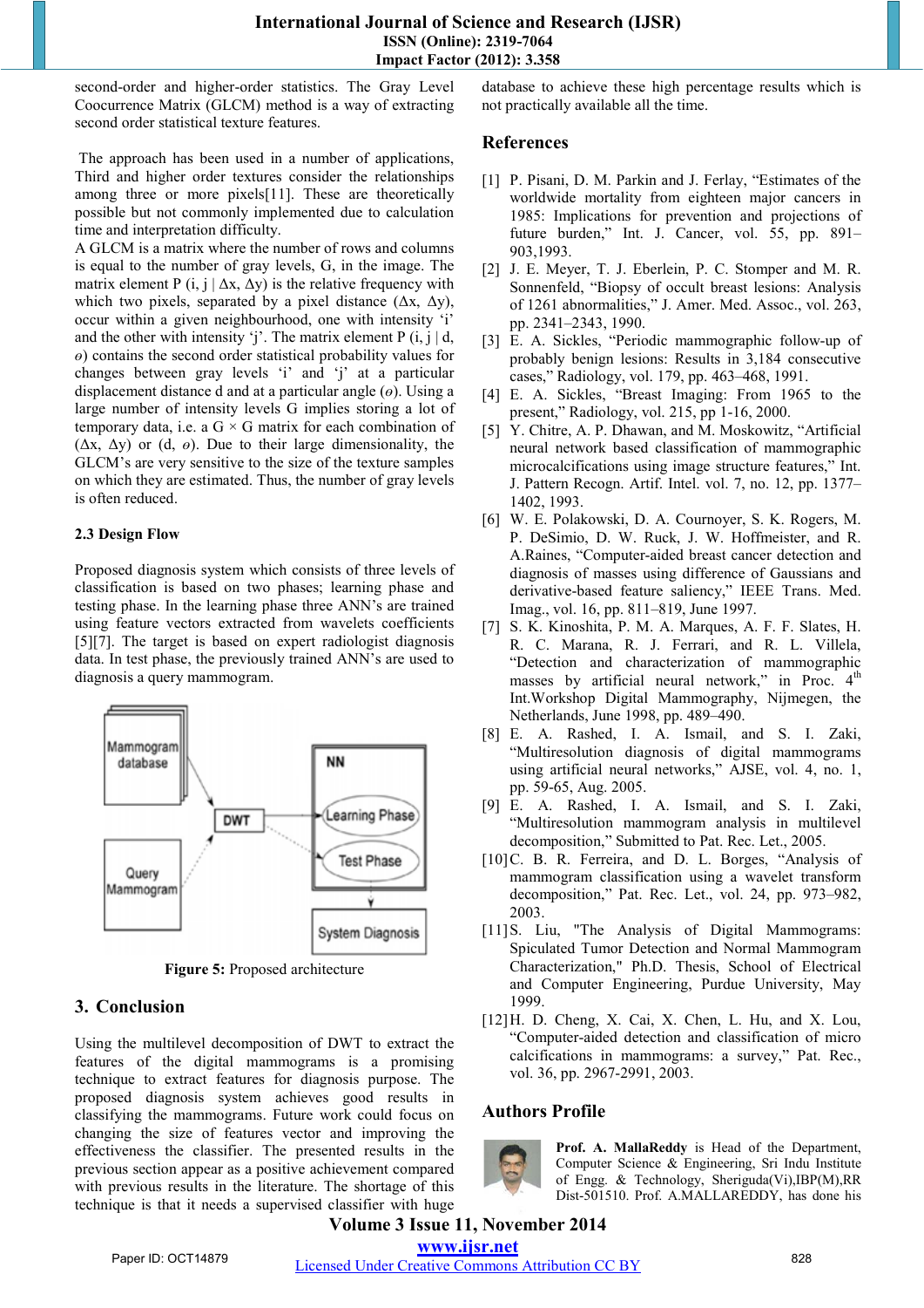second-order and higher-order statistics. The Gray Level Coocurrence Matrix (GLCM) method is a way of extracting second order statistical texture features.

The approach has been used in a number of applications, Third and higher order textures consider the relationships among three or more pixels[11]. These are theoretically possible but not commonly implemented due to calculation time and interpretation difficulty.

A GLCM is a matrix where the number of rows and columns is equal to the number of gray levels, G, in the image. The matrix element P (i, j | Δx, Δy) is the relative frequency with which two pixels, separated by a pixel distance (Δx, Δy), occur within a given neighbourhood, one with intensity 'i' and the other with intensity 'j'. The matrix element P (i, j | d, ɵ) contains the second order statistical probability values for changes between gray levels 'i' and 'j' at a particular displacement distance d and at a particular angle (ɵ). Using a large number of intensity levels G implies storing a lot of temporary data, i.e. a G × G matrix for each combination of (Δx, Δy) or (d, ɵ). Due to their large dimensionality, the GLCM's are very sensitive to the size of the texture samples on which they are estimated. Thus, the number of gray levels is often reduced.

### 2.3 Design Flow

Proposed diagnosis system which consists of three levels of classification is based on two phases; learning phase and testing phase. In the learning phase three ANN's are trained using feature vectors extracted from wavelets coefficients [5][7]. The target is based on expert radiologist diagnosis data. In test phase, the previously trained ANN's are used to diagnosis a query mammogram.

**Figure 5:** Proposed architecture

## 3. Conclusion

Using the multilevel decomposition of DWT to extract the features of the digital mammograms is a promising technique to extract features for diagnosis purpose. The proposed diagnosis system achieves good results in classifying the mammograms. Future work could focus on changing the size of features vector and improving the effectiveness the classifier. The presented results in the previous section appear as a positive achievement compared with previous results in the literature. The shortage of this technique is that it needs a supervised classifier with huge database to achieve these high percentage results which is not practically available all the time.

## References

[1] P. Pisani, D. M. Parkin and J. Ferlay, "Estimates of the worldwide mortality from eighteen major cancers in 1985: Implications for prevention and projections of future burden," Int. J. Cancer, vol. 55, pp. 891–903,1993.

[2] J. E. Meyer, T. J. Eberlein, P. C. Stomper and M. R. Sonnenfeld, "Biopsy of occult breast lesions: Analysis of 1261 abnormalities," J. Amer. Med. Assoc., vol. 263, pp. 2341–2343, 1990.

[3] E. A. Sickles, "Periodic mammographic follow-up of probably benign lesions: Results in 3,184 consecutive cases," Radiology, vol. 179, pp. 463–468, 1991.

[4] E. A. Sickles, "Breast Imaging: From 1965 to the present," Radiology, vol. 215, pp 1-16, 2000.

[5] Y. Chitre, A. P. Dhawan, and M. Moskowitz, "Artificial neural network based classification of mammographic microcalcifications using image structure features," Int. J. Pattern Recogn. Artif. Intel. vol. 7, no. 12, pp. 1377–1402, 1993.

[6] W. E. Polakowski, D. A. Cournoyer, S. K. Rogers, M. P. DeSimio, D. W. Ruck, J. W. Hoffmeister, and R. A.Raines, "Computer-aided breast cancer detection and diagnosis of masses using difference of Gaussians and derivative-based feature saliency," IEEE Trans. Med. Imag., vol. 16, pp. 811–819, June 1997.

[7] S. K. Kinoshita, P. M. A. Marques, A. F. F. Slates, H. R. C. Marana, R. J. Ferrari, and R. L. Villela, "Detection and characterization of mammographic masses by artificial neural network," in Proc. 4th Int.Workshop Digital Mammography, Nijmegen, the Netherlands, June 1998, pp. 489–490.

[8] E. A. Rashed, I. A. Ismail, and S. I. Zaki, "Multiresolution diagnosis of digital mammograms using artificial neural networks," AJSE, vol. 4, no. 1, pp. 59-65, Aug. 2005.

[9] E. A. Rashed, I. A. Ismail, and S. I. Zaki, "Multiresolution mammogram analysis in multilevel decomposition," Submitted to Pat. Rec. Let., 2005.

[10] C. B. R. Ferreira, and D. L. Borges, "Analysis of mammogram classification using a wavelet transform decomposition," Pat. Rec. Let., vol. 24, pp. 973–982, 2003.

[11] S. Liu, "The Analysis of Digital Mammograms: Spiculated Tumor Detection and Normal Mammogram Characterization," Ph.D. Thesis, School of Electrical and Computer Engineering, Purdue University, May 1999.

[12] H. D. Cheng, X. Cai, X. Chen, L. Hu, and X. Lou, "Computer-aided detection and classification of micro calcifications in mammograms: a survey," Pat. Rec., vol. 36, pp. 2967-2991, 2003.

## Authors Profile

**Prof. A. MallaReddy** is Head of the Department, Computer Science & Engineering, Sri Indu Institute of Engg. & Technology, Sheriguda(Vi),IBP(M),RR Dist-501510. Prof. A.MALLAREDDY, has done his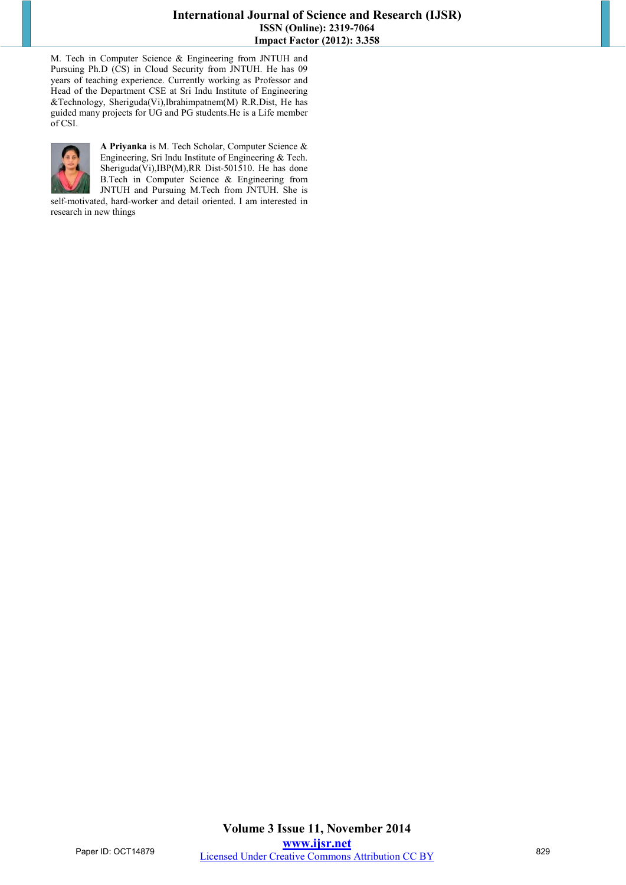M. Tech in Computer Science & Engineering from JNTUH and Pursuing Ph.D (CS) in Cloud Security from JNTUH. He has 09 years of teaching experience. Currently working as Professor and Head of the Department CSE at Sri Indu Institute of Engineering &Technology, Sheriguda(Vi),Ibrahimpatnem(M) R.R.Dist, He has guided many projects for UG and PG students.He is a Life member of CSI.

**A Priyanka** is M. Tech Scholar, Computer Science & Engineering, Sri Indu Institute of Engineering & Tech. Sheriguda(Vi),IBP(M),RR Dist-501510. He has done B.Tech in Computer Science & Engineering from JNTUH and Pursuing M.Tech from JNTUH. She is self-motivated, hard-worker and detail oriented. I am interested in research in new things